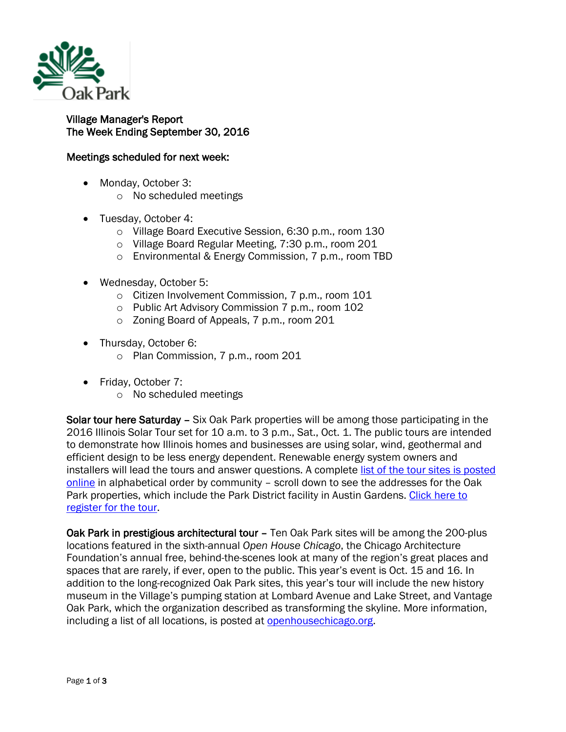Oak Park

**Village Manager's Report**
**The Week Ending September 30, 2016**

**Meetings scheduled for next week:**

- Monday, October 3:
  - No scheduled meetings
- Tuesday, October 4:
  - Village Board Executive Session, 6:30 p.m., room 130
  - Village Board Regular Meeting, 7:30 p.m., room 201
  - Environmental & Energy Commission, 7 p.m., room TBD
- Wednesday, October 5:
  - Citizen Involvement Commission, 7 p.m., room 101
  - Public Art Advisory Commission 7 p.m., room 102
  - Zoning Board of Appeals, 7 p.m., room 201
- Thursday, October 6:
  - Plan Commission, 7 p.m., room 201
- Friday, October 7:
  - No scheduled meetings

**Solar tour here Saturday** – Six Oak Park properties will be among those participating in the 2016 Illinois Solar Tour set for 10 a.m. to 3 p.m., Sat., Oct. 1. The public tours are intended to demonstrate how Illinois homes and businesses are using solar, wind, geothermal and efficient design to be less energy dependent. Renewable energy system owners and installers will lead the tours and answer questions. A complete list of the tour sites is posted online in alphabetical order by community – scroll down to see the addresses for the Oak Park properties, which include the Park District facility in Austin Gardens. Click here to register for the tour.

**Oak Park in prestigious architectural tour** – Ten Oak Park sites will be among the 200-plus locations featured in the sixth-annual *Open House Chicago*, the Chicago Architecture Foundation's annual free, behind-the-scenes look at many of the region's great places and spaces that are rarely, if ever, open to the public. This year's event is Oct. 15 and 16. In addition to the long-recognized Oak Park sites, this year's tour will include the new history museum in the Village's pumping station at Lombard Avenue and Lake Street, and Vantage Oak Park, which the organization described as transforming the skyline. More information, including a list of all locations, is posted at openhousechicago.org.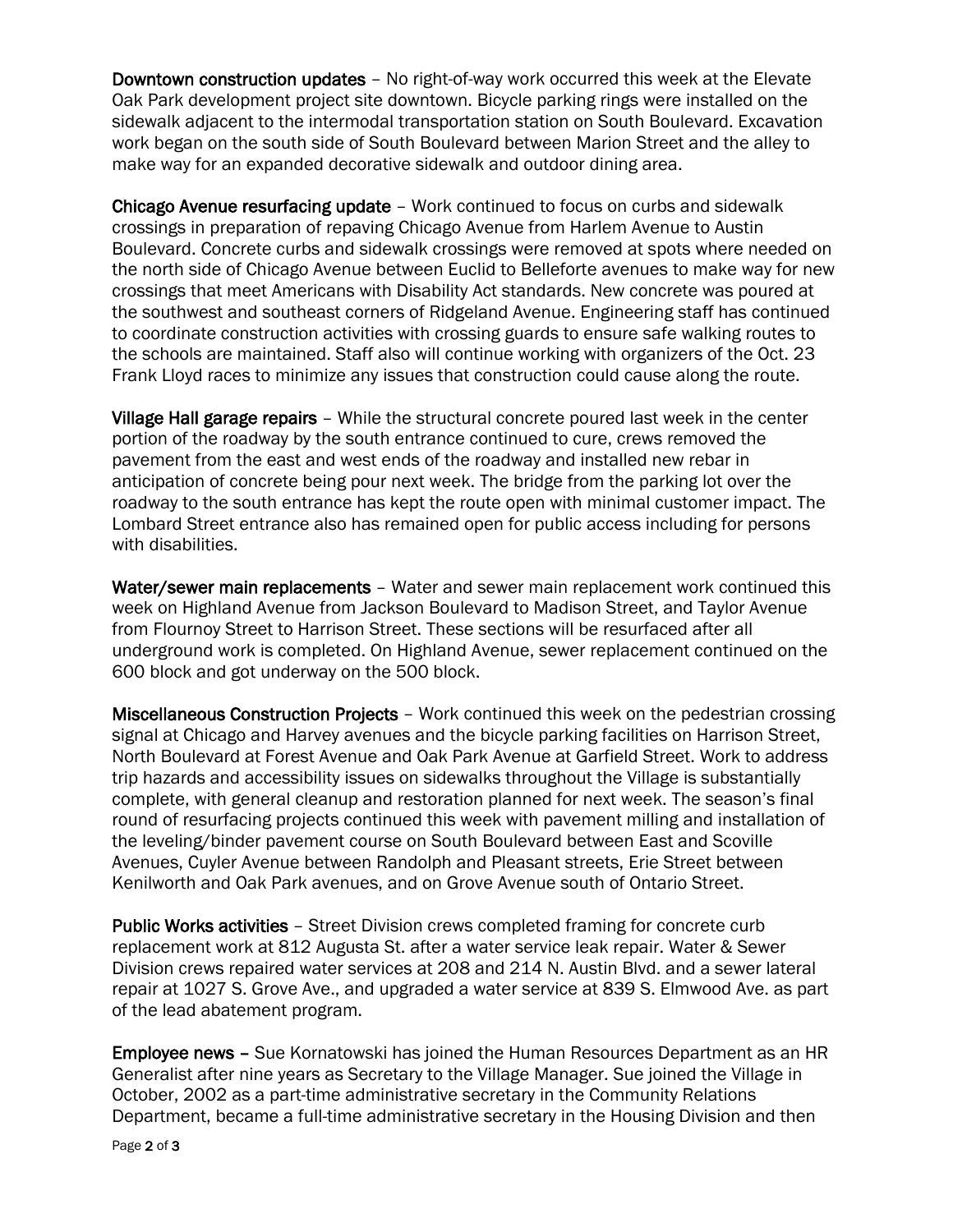**Downtown construction updates** – No right-of-way work occurred this week at the Elevate Oak Park development project site downtown. Bicycle parking rings were installed on the sidewalk adjacent to the intermodal transportation station on South Boulevard. Excavation work began on the south side of South Boulevard between Marion Street and the alley to make way for an expanded decorative sidewalk and outdoor dining area.

**Chicago Avenue resurfacing update** – Work continued to focus on curbs and sidewalk crossings in preparation of repaving Chicago Avenue from Harlem Avenue to Austin Boulevard. Concrete curbs and sidewalk crossings were removed at spots where needed on the north side of Chicago Avenue between Euclid to Belleforte avenues to make way for new crossings that meet Americans with Disability Act standards. New concrete was poured at the southwest and southeast corners of Ridgeland Avenue. Engineering staff has continued to coordinate construction activities with crossing guards to ensure safe walking routes to the schools are maintained. Staff also will continue working with organizers of the Oct. 23 Frank Lloyd races to minimize any issues that construction could cause along the route.

**Village Hall garage repairs** – While the structural concrete poured last week in the center portion of the roadway by the south entrance continued to cure, crews removed the pavement from the east and west ends of the roadway and installed new rebar in anticipation of concrete being pour next week. The bridge from the parking lot over the roadway to the south entrance has kept the route open with minimal customer impact. The Lombard Street entrance also has remained open for public access including for persons with disabilities.

**Water/sewer main replacements** – Water and sewer main replacement work continued this week on Highland Avenue from Jackson Boulevard to Madison Street, and Taylor Avenue from Flournoy Street to Harrison Street. These sections will be resurfaced after all underground work is completed. On Highland Avenue, sewer replacement continued on the 600 block and got underway on the 500 block.

**Miscellaneous Construction Projects** – Work continued this week on the pedestrian crossing signal at Chicago and Harvey avenues and the bicycle parking facilities on Harrison Street, North Boulevard at Forest Avenue and Oak Park Avenue at Garfield Street. Work to address trip hazards and accessibility issues on sidewalks throughout the Village is substantially complete, with general cleanup and restoration planned for next week. The season's final round of resurfacing projects continued this week with pavement milling and installation of the leveling/binder pavement course on South Boulevard between East and Scoville Avenues, Cuyler Avenue between Randolph and Pleasant streets, Erie Street between Kenilworth and Oak Park avenues, and on Grove Avenue south of Ontario Street.

**Public Works activities** – Street Division crews completed framing for concrete curb replacement work at 812 Augusta St. after a water service leak repair. Water & Sewer Division crews repaired water services at 208 and 214 N. Austin Blvd. and a sewer lateral repair at 1027 S. Grove Ave., and upgraded a water service at 839 S. Elmwood Ave. as part of the lead abatement program.

**Employee news** – Sue Kornatowski has joined the Human Resources Department as an HR Generalist after nine years as Secretary to the Village Manager. Sue joined the Village in October, 2002 as a part-time administrative secretary in the Community Relations Department, became a full-time administrative secretary in the Housing Division and then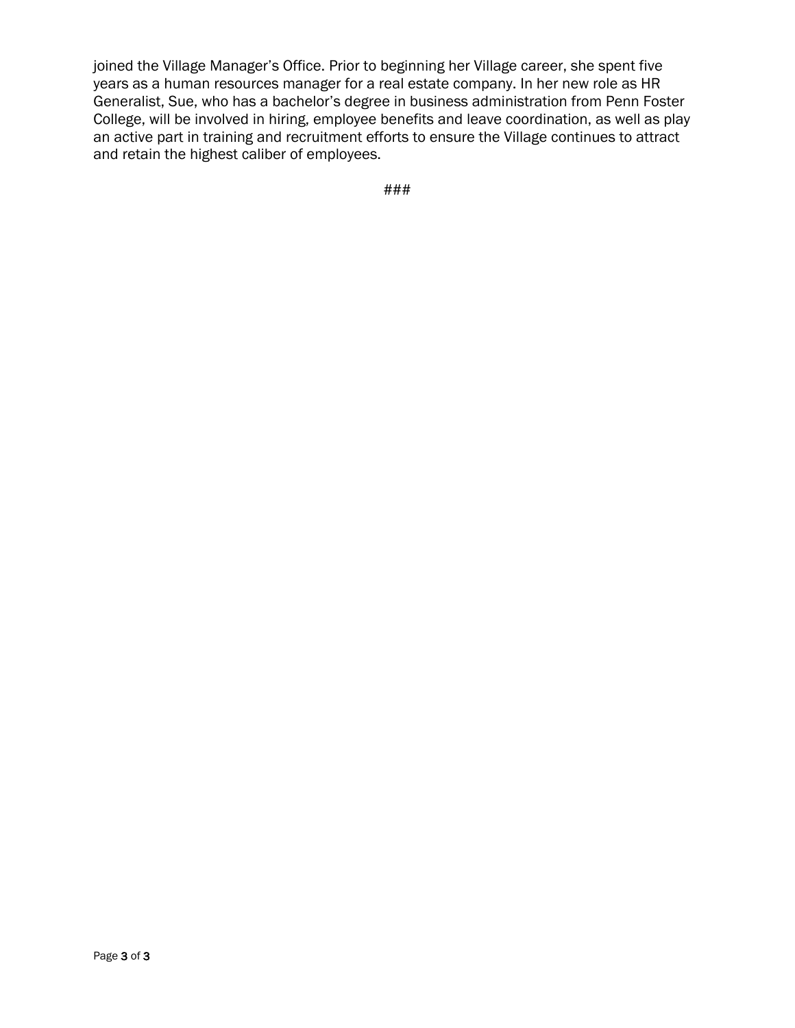joined the Village Manager's Office. Prior to beginning her Village career, she spent five years as a human resources manager for a real estate company. In her new role as HR Generalist, Sue, who has a bachelor's degree in business administration from Penn Foster College, will be involved in hiring, employee benefits and leave coordination, as well as play an active part in training and recruitment efforts to ensure the Village continues to attract and retain the highest caliber of employees.

###